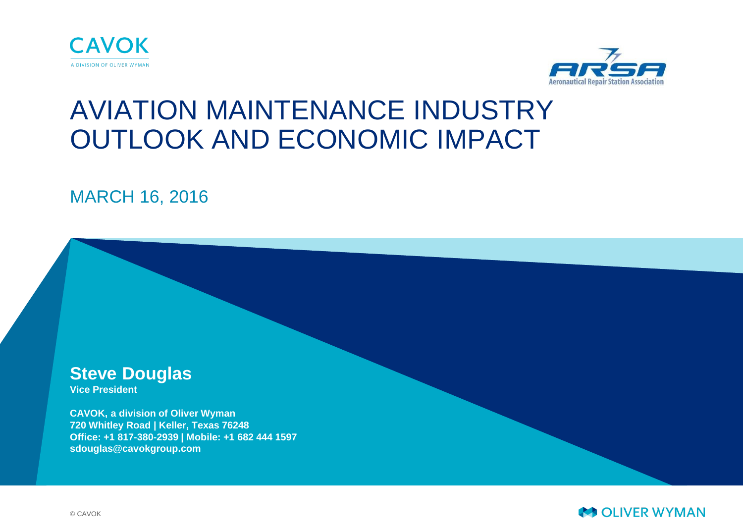CAVOK

A DIVISION OF OLIVER WYMAN

ARSA

Aeronautical Repair Station Association

# AVIATION MAINTENANCE INDUSTRY OUTLOOK AND ECONOMIC IMPACT

MARCH 16, 2016

**Steve Douglas**
**Vice President**

**CAVOK, a division of Oliver Wyman**
**720 Whitley Road | Keller, Texas 76248**
**Office: +1 817-380-2939 | Mobile: +1 682 444 1597**
**sdouglas@cavokgroup.com**

© CAVOK

OLIVER WYMAN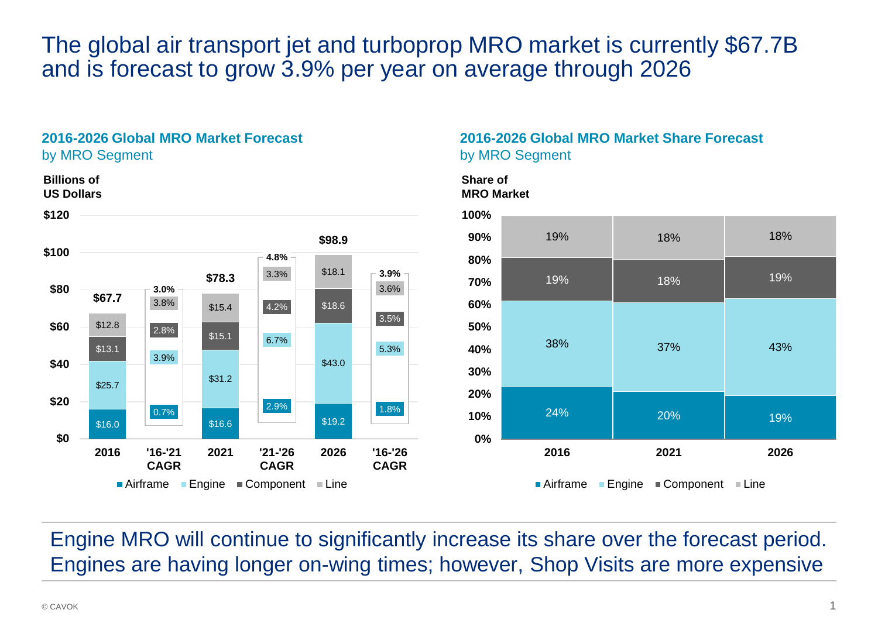# The global air transport jet and turboprop MRO market is currently $67.7B and is forecast to grow 3.9% per year on average through 2026

### 2016-2026 Global MRO Market Forecast
by MRO Segment

Billions of US Dollars

| Segment | 2016 | '16-'21 CAGR | 2021 | '21-'26 CAGR | 2026 | '16-'26 CAGR |
|---|---|---|---|---|---|---|
| Airframe | $16.0 | 0.7% | $16.6 | 2.9% | $19.2 | 1.8% |
| Engine | $25.7 | 3.9% | $31.2 | 6.7% | $43.0 | 5.3% |
| Component | $13.1 | 2.8% | $15.1 | 4.2% | $18.6 | 3.5% |
| Line | $12.8 | 3.8% | $15.4 | 3.3% | $18.1 | 3.6% |
| Total | $67.7 | 3.0% | $78.3 | 4.8% | $98.9 | 3.9% |

### 2016-2026 Global MRO Market Share Forecast
by MRO Segment

Share of MRO Market

| Segment | 2016 | 2021 | 2026 |
|---|---|---|---|
| Airframe | 24% | 20% | 19% |
| Engine | 38% | 37% | 43% |
| Component | 19% | 18% | 19% |
| Line | 19% | 18% | 18% |

Engine MRO will continue to significantly increase its share over the forecast period. Engines are having longer on-wing times; however, Shop Visits are more expensive

© CAVOK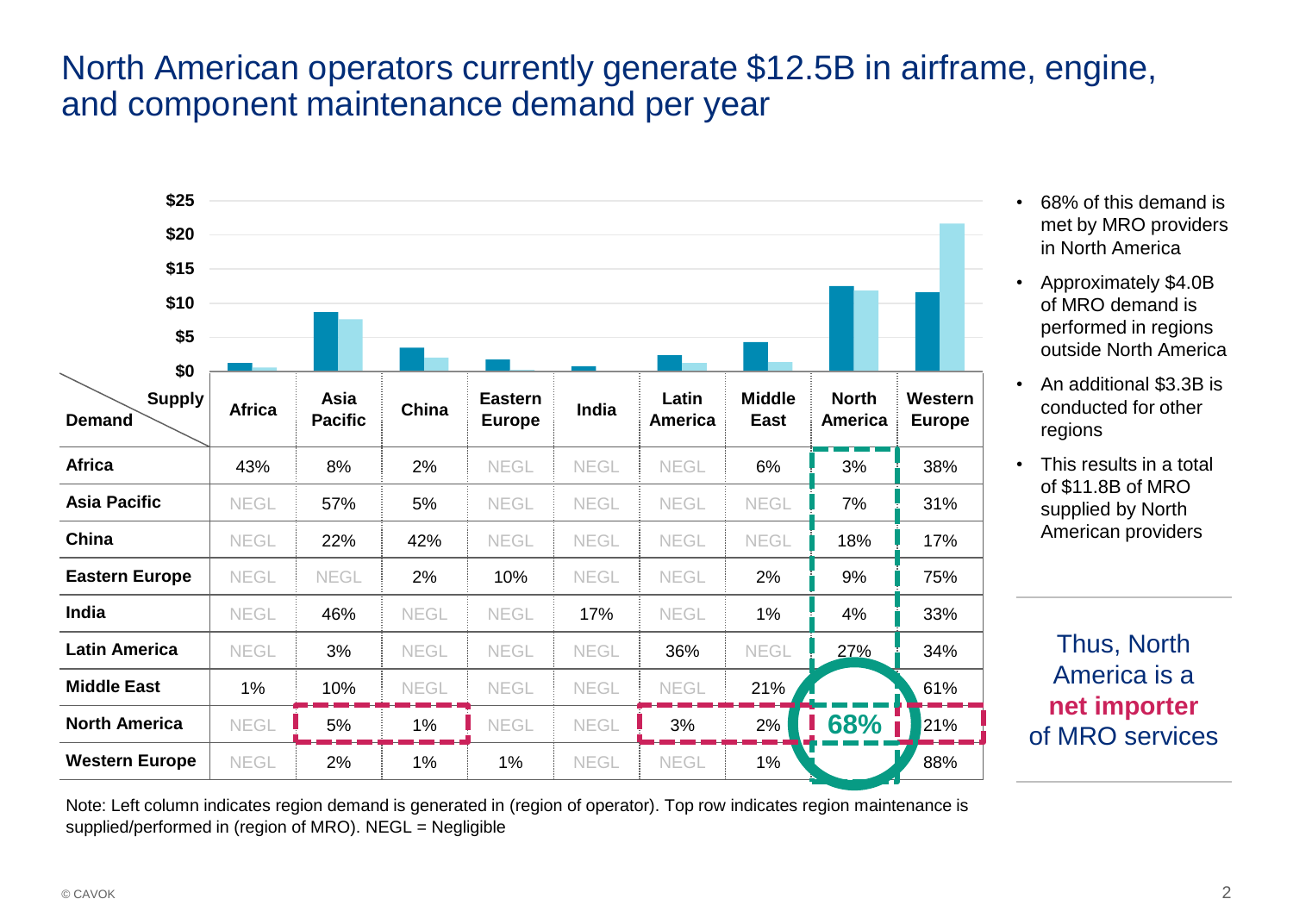# North American operators currently generate $12.5B in airframe, engine, and component maintenance demand per year

| Demand \ Supply | Africa | Asia Pacific | China | Eastern Europe | India | Latin America | Middle East | North America | Western Europe |
|---|---|---|---|---|---|---|---|---|---|
| **Africa** | 43% | 8% | 2% | NEGL | NEGL | NEGL | 6% | 3% | 38% |
| **Asia Pacific** | NEGL | 57% | 5% | NEGL | NEGL | NEGL | NEGL | 7% | 31% |
| **China** | NEGL | 22% | 42% | NEGL | NEGL | NEGL | NEGL | 18% | 17% |
| **Eastern Europe** | NEGL | NEGL | 2% | 10% | NEGL | NEGL | 2% | 9% | 75% |
| **India** | NEGL | 46% | NEGL | NEGL | 17% | NEGL | 1% | 4% | 33% |
| **Latin America** | NEGL | 3% | NEGL | NEGL | NEGL | 36% | NEGL | 27% | 34% |
| **Middle East** | 1% | 10% | NEGL | NEGL | NEGL | NEGL | 21% | | 61% |
| **North America** | NEGL | 5% | 1% | NEGL | NEGL | 3% | 2% | 68% | 21% |
| **Western Europe** | NEGL | 2% | 1% | 1% | NEGL | NEGL | 1% | | 88% |

Note: Left column indicates region demand is generated in (region of operator). Top row indicates region maintenance is supplied/performed in (region of MRO). NEGL = Negligible

- 68% of this demand is met by MRO providers in North America
- Approximately $4.0B of MRO demand is performed in regions outside North America
- An additional $3.3B is conducted for other regions
- This results in a total of $11.8B of MRO supplied by North American providers

Thus, North America is a **net importer** of MRO services

© CAVOK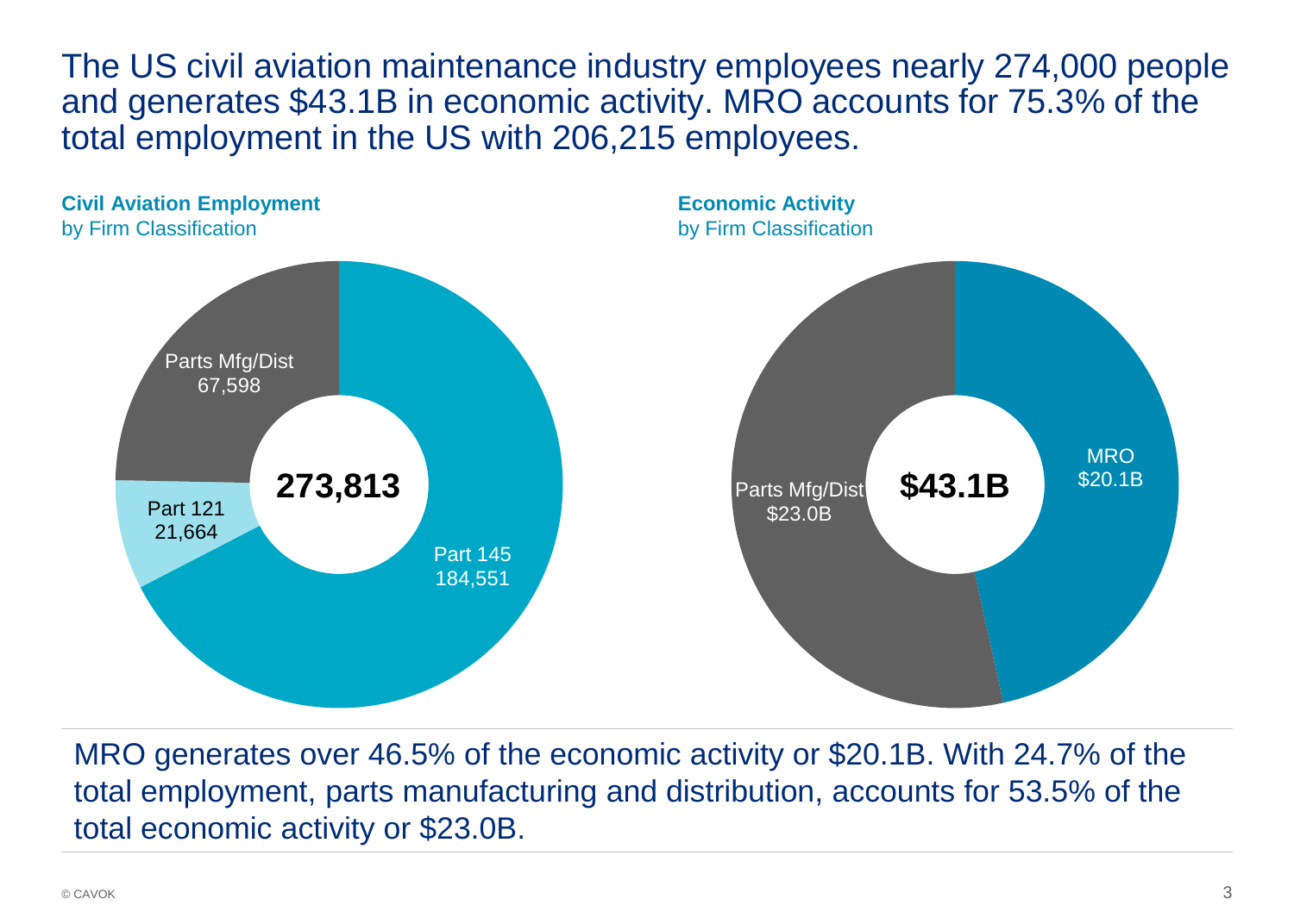# The US civil aviation maintenance industry employees nearly 274,000 people and generates $43.1B in economic activity. MRO accounts for 75.3% of the total employment in the US with 206,215 employees.

**Civil Aviation Employment**
by Firm Classification

**273,813**

- Parts Mfg/Dist 67,598
- Part 121 21,664
- Part 145 184,551

**Economic Activity**
by Firm Classification

**$43.1B**

- MRO $20.1B
- Parts Mfg/Dist $23.0B

MRO generates over 46.5% of the economic activity or $20.1B. With 24.7% of the total employment, parts manufacturing and distribution, accounts for 53.5% of the total economic activity or $23.0B.

© CAVOK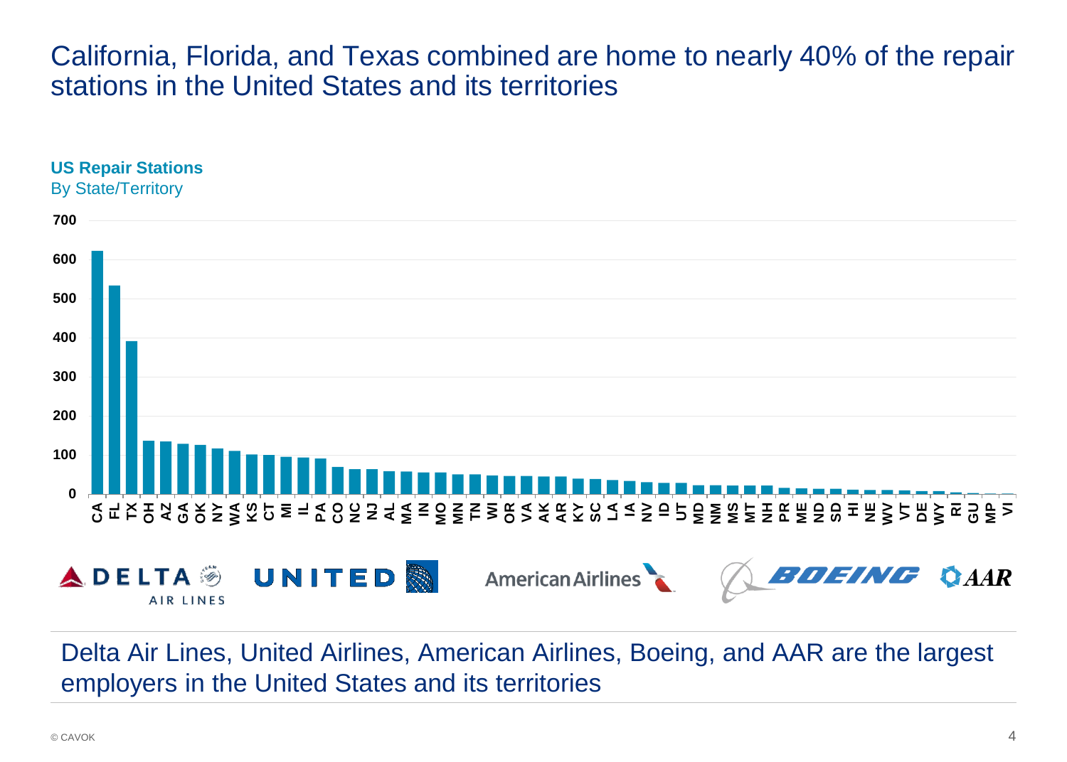# California, Florida, and Texas combined are home to nearly 40% of the repair stations in the United States and its territories

**US Repair Stations**
By State/Territory

700
600
500
400
300
200
100
0

CA FL TX OH AZ GA OK NY WA KS CT MI IL PA CO NC NJ AL MA IN MO MN TN WI OR VA AK AR KY SC LA IA NV ID UT MD NM MS MT NH PR ME ND SD HI NE WV VT DE WY RI GU MP VI

DELTA AIR LINES    UNITED    American Airlines    BOEING    AAR

Delta Air Lines, United Airlines, American Airlines, Boeing, and AAR are the largest employers in the United States and its territories

© CAVOK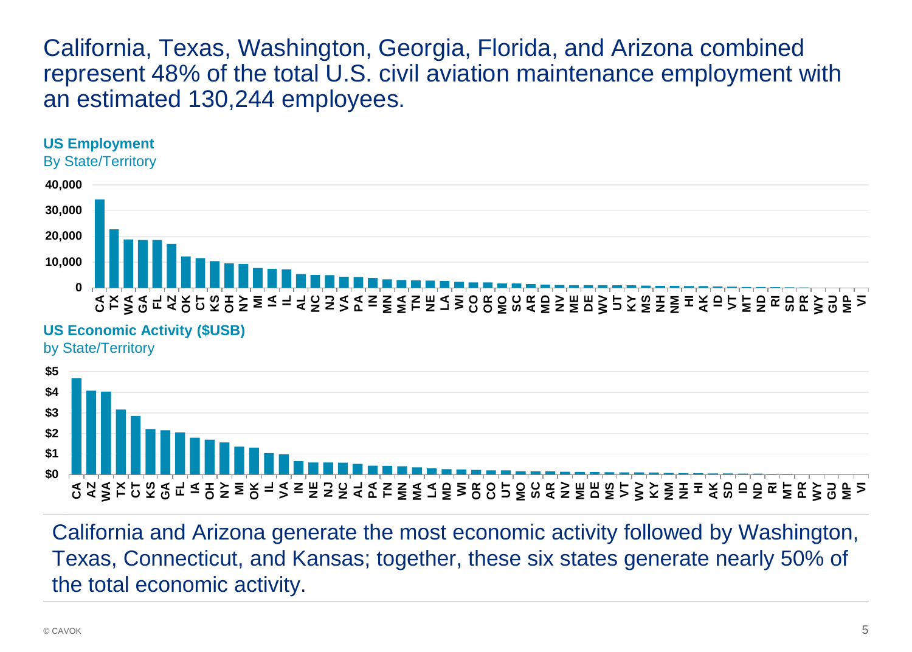# California, Texas, Washington, Georgia, Florida, and Arizona combined represent 48% of the total U.S. civil aviation maintenance employment with an estimated 130,244 employees.

**US Employment**

By State/Territory

**US Economic Activity ($USB)**

by State/Territory

California and Arizona generate the most economic activity followed by Washington, Texas, Connecticut, and Kansas; together, these six states generate nearly 50% of the total economic activity.

© CAVOK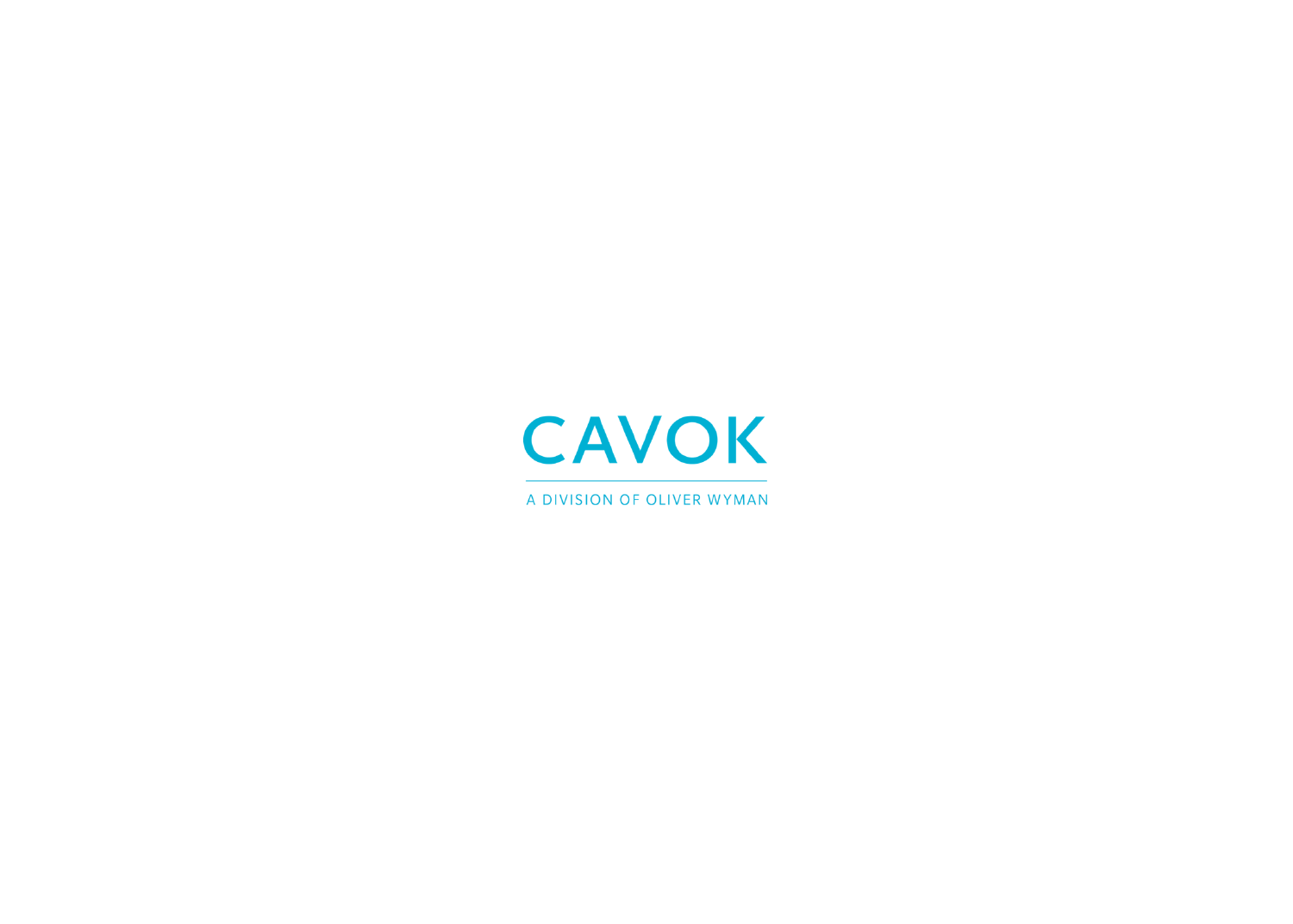CAVOK

A DIVISION OF OLIVER WYMAN